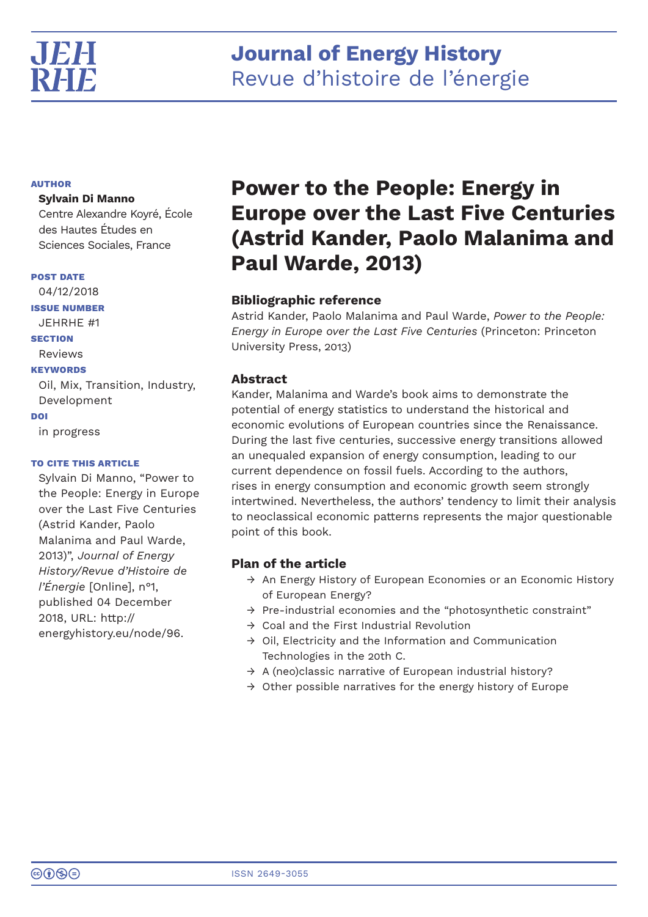# Power to the People: Energy in Europe over the Last Five Centuries (Astrid Kander, Paolo Malanima and Paul Warde, 2013)

**AUTHOR**

**Sylvain Di Manno**
Centre Alexandre Koyré, École des Hautes Études en Sciences Sociales, France

**POST DATE**
04/12/2018

**ISSUE NUMBER**
JEHRHE #1

**SECTION**
Reviews

**KEYWORDS**
Oil, Mix, Transition, Industry, Development

**DOI**
in progress

**TO CITE THIS ARTICLE**
Sylvain Di Manno, "Power to the People: Energy in Europe over the Last Five Centuries (Astrid Kander, Paolo Malanima and Paul Warde, 2013)", *Journal of Energy History/Revue d'Histoire de l'Énergie* [Online], n°1, published 04 December 2018, URL: http://energyhistory.eu/node/96.

### Bibliographic reference

Astrid Kander, Paolo Malanima and Paul Warde, *Power to the People: Energy in Europe over the Last Five Centuries* (Princeton: Princeton University Press, 2013)

### Abstract

Kander, Malanima and Warde's book aims to demonstrate the potential of energy statistics to understand the historical and economic evolutions of European countries since the Renaissance. During the last five centuries, successive energy transitions allowed an unequaled expansion of energy consumption, leading to our current dependence on fossil fuels. According to the authors, rises in energy consumption and economic growth seem strongly intertwined. Nevertheless, the authors' tendency to limit their analysis to neoclassical economic patterns represents the major questionable point of this book.

### Plan of the article

- → An Energy History of European Economies or an Economic History of European Energy?
- → Pre-industrial economies and the "photosynthetic constraint"
- → Coal and the First Industrial Revolution
- → Oil, Electricity and the Information and Communication Technologies in the 20th C.
- → A (neo)classic narrative of European industrial history?
- → Other possible narratives for the energy history of Europe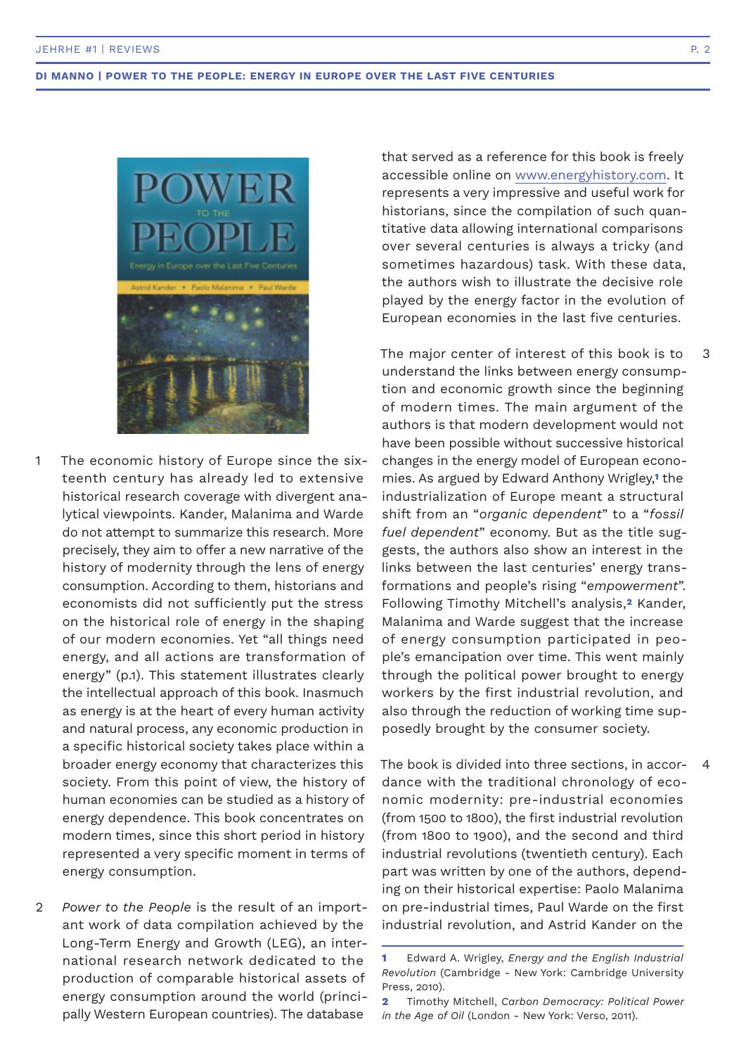1 The economic history of Europe since the sixteenth century has already led to extensive historical research coverage with divergent analytical viewpoints. Kander, Malanima and Warde do not attempt to summarize this research. More precisely, they aim to offer a new narrative of the history of modernity through the lens of energy consumption. According to them, historians and economists did not sufficiently put the stress on the historical role of energy in the shaping of our modern economies. Yet "all things need energy, and all actions are transformation of energy" (p.1). This statement illustrates clearly the intellectual approach of this book. Inasmuch as energy is at the heart of every human activity and natural process, any economic production in a specific historical society takes place within a broader energy economy that characterizes this society. From this point of view, the history of human economies can be studied as a history of energy dependence. This book concentrates on modern times, since this short period in history represented a very specific moment in terms of energy consumption.

2 *Power to the People* is the result of an important work of data compilation achieved by the Long-Term Energy and Growth (LEG), an international research network dedicated to the production of comparable historical assets of energy consumption around the world (principally Western European countries). The database that served as a reference for this book is freely accessible online on www.energyhistory.com. It represents a very impressive and useful work for historians, since the compilation of such quantitative data allowing international comparisons over several centuries is always a tricky (and sometimes hazardous) task. With these data, the authors wish to illustrate the decisive role played by the energy factor in the evolution of European economies in the last five centuries.

3 The major center of interest of this book is to understand the links between energy consumption and economic growth since the beginning of modern times. The main argument of the authors is that modern development would not have been possible without successive historical changes in the energy model of European economies. As argued by Edward Anthony Wrigley,[1] the industrialization of Europe meant a structural shift from an "*organic dependent*" to a "*fossil fuel dependent*" economy. But as the title suggests, the authors also show an interest in the links between the last centuries' energy transformations and people's rising "*empowerment*". Following Timothy Mitchell's analysis,[2] Kander, Malanima and Warde suggest that the increase of energy consumption participated in people's emancipation over time. This went mainly through the political power brought to energy workers by the first industrial revolution, and also through the reduction of working time supposedly brought by the consumer society.

4 The book is divided into three sections, in accordance with the traditional chronology of economic modernity: pre-industrial economies (from 1500 to 1800), the first industrial revolution (from 1800 to 1900), and the second and third industrial revolutions (twentieth century). Each part was written by one of the authors, depending on their historical expertise: Paolo Malanima on pre-industrial times, Paul Warde on the first industrial revolution, and Astrid Kander on the

---

[1] Edward A. Wrigley, *Energy and the English Industrial Revolution* (Cambridge - New York: Cambridge University Press, 2010).

[2] Timothy Mitchell, *Carbon Democracy: Political Power in the Age of Oil* (London - New York: Verso, 2011).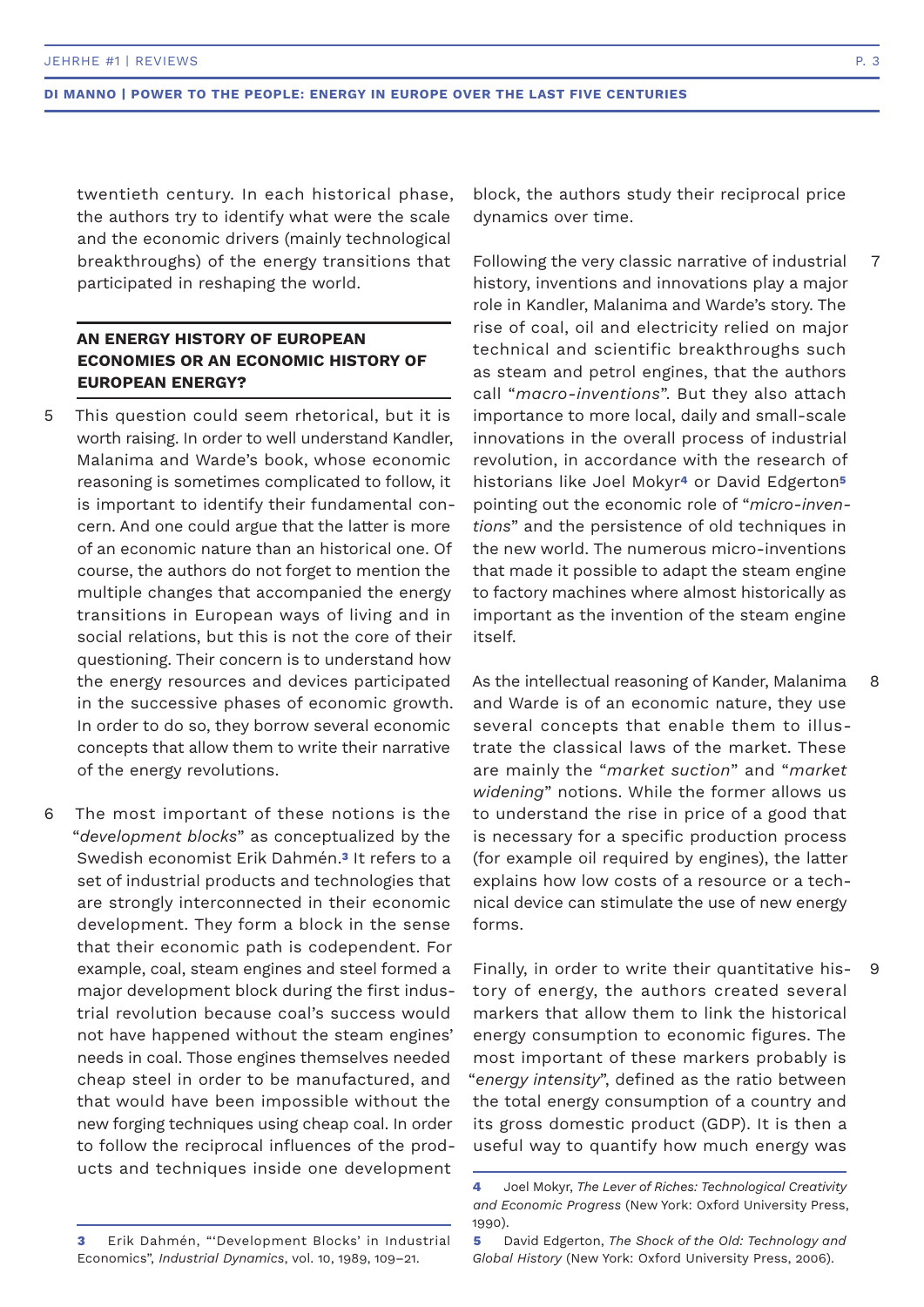twentieth century. In each historical phase, the authors try to identify what were the scale and the economic drivers (mainly technological breakthroughs) of the energy transitions that participated in reshaping the world.

### AN ENERGY HISTORY OF EUROPEAN ECONOMIES OR AN ECONOMIC HISTORY OF EUROPEAN ENERGY?

5 This question could seem rhetorical, but it is worth raising. In order to well understand Kandler, Malanima and Warde's book, whose economic reasoning is sometimes complicated to follow, it is important to identify their fundamental concern. And one could argue that the latter is more of an economic nature than an historical one. Of course, the authors do not forget to mention the multiple changes that accompanied the energy transitions in European ways of living and in social relations, but this is not the core of their questioning. Their concern is to understand how the energy resources and devices participated in the successive phases of economic growth. In order to do so, they borrow several economic concepts that allow them to write their narrative of the energy revolutions.

6 The most important of these notions is the "*development blocks*" as conceptualized by the Swedish economist Erik Dahmén.[3] It refers to a set of industrial products and technologies that are strongly interconnected in their economic development. They form a block in the sense that their economic path is codependent. For example, coal, steam engines and steel formed a major development block during the first industrial revolution because coal's success would not have happened without the steam engines' needs in coal. Those engines themselves needed cheap steel in order to be manufactured, and that would have been impossible without the new forging techniques using cheap coal. In order to follow the reciprocal influences of the products and techniques inside one development block, the authors study their reciprocal price dynamics over time.

7 Following the very classic narrative of industrial history, inventions and innovations play a major role in Kandler, Malanima and Warde's story. The rise of coal, oil and electricity relied on major technical and scientific breakthroughs such as steam and petrol engines, that the authors call "*macro-inventions*". But they also attach importance to more local, daily and small-scale innovations in the overall process of industrial revolution, in accordance with the research of historians like Joel Mokyr[4] or David Edgerton[5] pointing out the economic role of "*micro-inventions*" and the persistence of old techniques in the new world. The numerous micro-inventions that made it possible to adapt the steam engine to factory machines where almost historically as important as the invention of the steam engine itself.

8 As the intellectual reasoning of Kander, Malanima and Warde is of an economic nature, they use several concepts that enable them to illustrate the classical laws of the market. These are mainly the "*market suction*" and "*market widening*" notions. While the former allows us to understand the rise in price of a good that is necessary for a specific production process (for example oil required by engines), the latter explains how low costs of a resource or a technical device can stimulate the use of new energy forms.

9 Finally, in order to write their quantitative history of energy, the authors created several markers that allow them to link the historical energy consumption to economic figures. The most important of these markers probably is "*energy intensity*", defined as the ratio between the total energy consumption of a country and its gross domestic product (GDP). It is then a useful way to quantify how much energy was

---

[3] Erik Dahmén, "'Development Blocks' in Industrial Economics", *Industrial Dynamics*, vol. 10, 1989, 109–21.

[4] Joel Mokyr, *The Lever of Riches: Technological Creativity and Economic Progress* (New York: Oxford University Press, 1990).

[5] David Edgerton, *The Shock of the Old: Technology and Global History* (New York: Oxford University Press, 2006).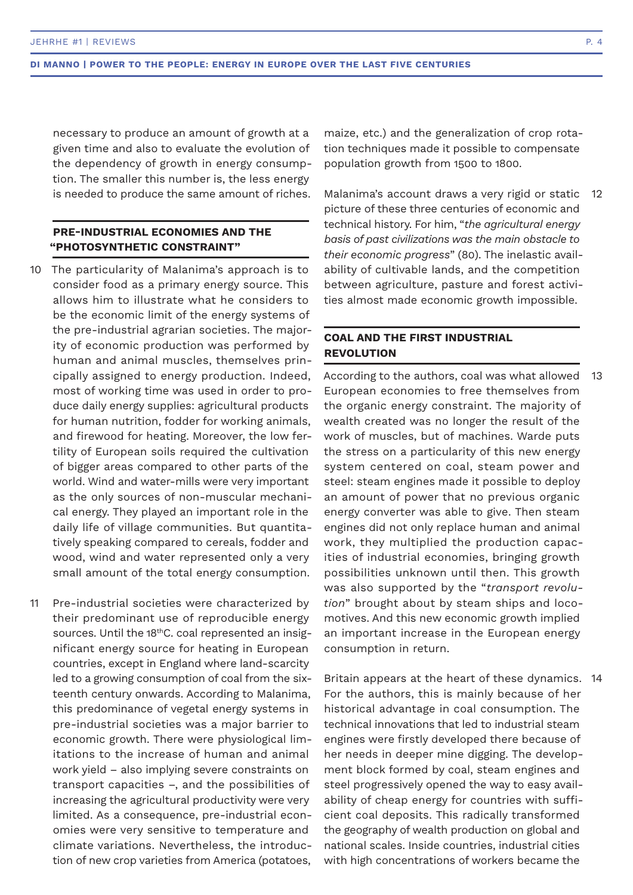necessary to produce an amount of growth at a given time and also to evaluate the evolution of the dependency of growth in energy consumption. The smaller this number is, the less energy is needed to produce the same amount of riches.

## PRE-INDUSTRIAL ECONOMIES AND THE "PHOTOSYNTHETIC CONSTRAINT"

10 The particularity of Malanima's approach is to consider food as a primary energy source. This allows him to illustrate what he considers to be the economic limit of the energy systems of the pre-industrial agrarian societies. The majority of economic production was performed by human and animal muscles, themselves principally assigned to energy production. Indeed, most of working time was used in order to produce daily energy supplies: agricultural products for human nutrition, fodder for working animals, and firewood for heating. Moreover, the low fertility of European soils required the cultivation of bigger areas compared to other parts of the world. Wind and water-mills were very important as the only sources of non-muscular mechanical energy. They played an important role in the daily life of village communities. But quantitatively speaking compared to cereals, fodder and wood, wind and water represented only a very small amount of the total energy consumption.

11 Pre-industrial societies were characterized by their predominant use of reproducible energy sources. Until the 18thC. coal represented an insignificant energy source for heating in European countries, except in England where land-scarcity led to a growing consumption of coal from the sixteenth century onwards. According to Malanima, this predominance of vegetal energy systems in pre-industrial societies was a major barrier to economic growth. There were physiological limitations to the increase of human and animal work yield – also implying severe constraints on transport capacities –, and the possibilities of increasing the agricultural productivity were very limited. As a consequence, pre-industrial economies were very sensitive to temperature and climate variations. Nevertheless, the introduction of new crop varieties from America (potatoes, maize, etc.) and the generalization of crop rotation techniques made it possible to compensate population growth from 1500 to 1800.

12 Malanima's account draws a very rigid or static picture of these three centuries of economic and technical history. For him, "*the agricultural energy basis of past civilizations was the main obstacle to their economic progress*" (80). The inelastic availability of cultivable lands, and the competition between agriculture, pasture and forest activities almost made economic growth impossible.

## COAL AND THE FIRST INDUSTRIAL REVOLUTION

13 According to the authors, coal was what allowed European economies to free themselves from the organic energy constraint. The majority of wealth created was no longer the result of the work of muscles, but of machines. Warde puts the stress on a particularity of this new energy system centered on coal, steam power and steel: steam engines made it possible to deploy an amount of power that no previous organic energy converter was able to give. Then steam engines did not only replace human and animal work, they multiplied the production capacities of industrial economies, bringing growth possibilities unknown until then. This growth was also supported by the "*transport revolution*" brought about by steam ships and locomotives. And this new economic growth implied an important increase in the European energy consumption in return.

14 Britain appears at the heart of these dynamics. For the authors, this is mainly because of her historical advantage in coal consumption. The technical innovations that led to industrial steam engines were firstly developed there because of her needs in deeper mine digging. The development block formed by coal, steam engines and steel progressively opened the way to easy availability of cheap energy for countries with sufficient coal deposits. This radically transformed the geography of wealth production on global and national scales. Inside countries, industrial cities with high concentrations of workers became the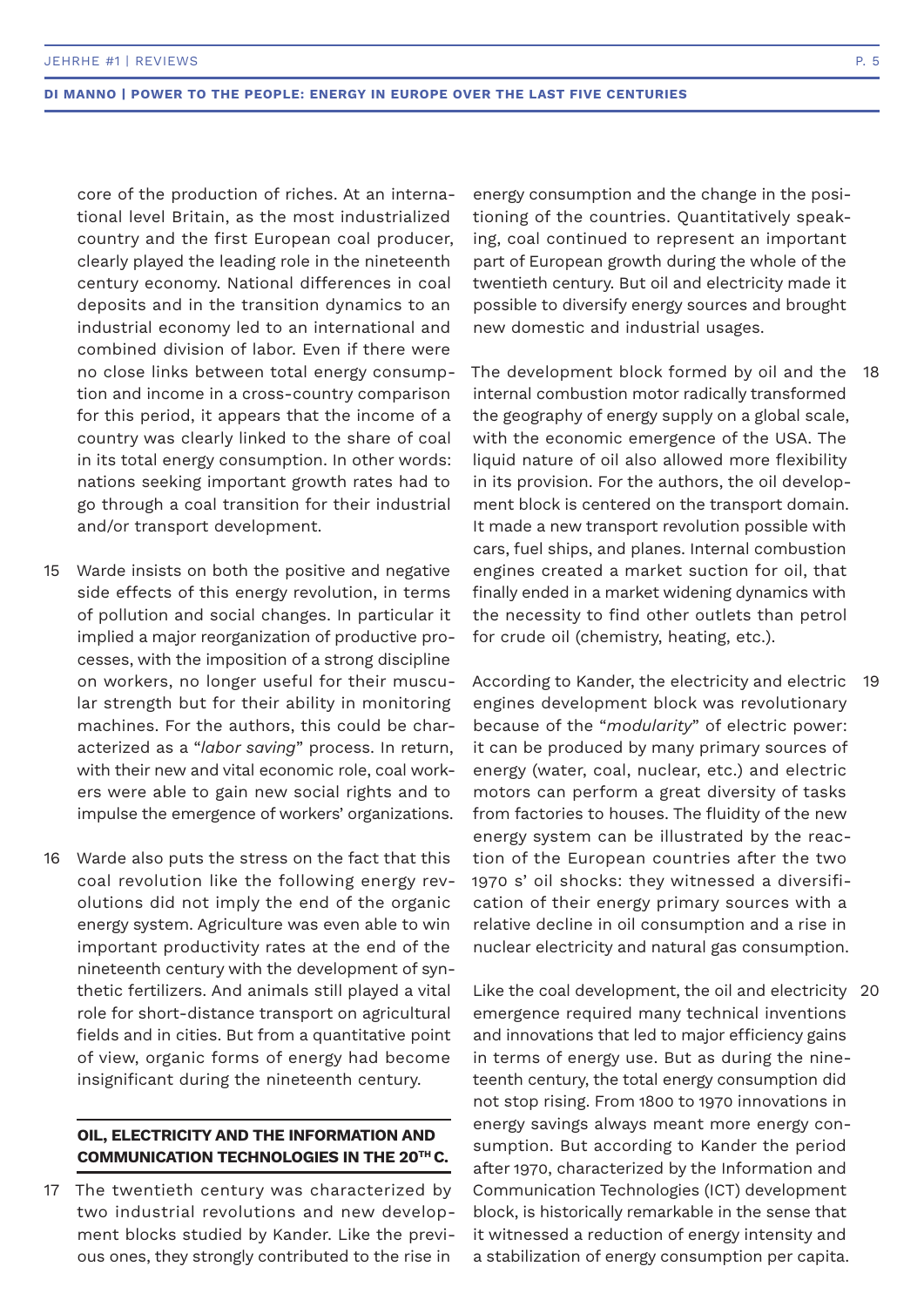core of the production of riches. At an international level Britain, as the most industrialized country and the first European coal producer, clearly played the leading role in the nineteenth century economy. National differences in coal deposits and in the transition dynamics to an industrial economy led to an international and combined division of labor. Even if there were no close links between total energy consumption and income in a cross-country comparison for this period, it appears that the income of a country was clearly linked to the share of coal in its total energy consumption. In other words: nations seeking important growth rates had to go through a coal transition for their industrial and/or transport development.

15 Warde insists on both the positive and negative side effects of this energy revolution, in terms of pollution and social changes. In particular it implied a major reorganization of productive processes, with the imposition of a strong discipline on workers, no longer useful for their muscular strength but for their ability in monitoring machines. For the authors, this could be characterized as a "*labor saving*" process. In return, with their new and vital economic role, coal workers were able to gain new social rights and to impulse the emergence of workers' organizations.

16 Warde also puts the stress on the fact that this coal revolution like the following energy revolutions did not imply the end of the organic energy system. Agriculture was even able to win important productivity rates at the end of the nineteenth century with the development of synthetic fertilizers. And animals still played a vital role for short-distance transport on agricultural fields and in cities. But from a quantitative point of view, organic forms of energy had become insignificant during the nineteenth century.

## OIL, ELECTRICITY AND THE INFORMATION AND COMMUNICATION TECHNOLOGIES IN THE 20TH C.

17 The twentieth century was characterized by two industrial revolutions and new development blocks studied by Kander. Like the previous ones, they strongly contributed to the rise in energy consumption and the change in the positioning of the countries. Quantitatively speaking, coal continued to represent an important part of European growth during the whole of the twentieth century. But oil and electricity made it possible to diversify energy sources and brought new domestic and industrial usages.

18 The development block formed by oil and the internal combustion motor radically transformed the geography of energy supply on a global scale, with the economic emergence of the USA. The liquid nature of oil also allowed more flexibility in its provision. For the authors, the oil development block is centered on the transport domain. It made a new transport revolution possible with cars, fuel ships, and planes. Internal combustion engines created a market suction for oil, that finally ended in a market widening dynamics with the necessity to find other outlets than petrol for crude oil (chemistry, heating, etc.).

19 According to Kander, the electricity and electric engines development block was revolutionary because of the "*modularity*" of electric power: it can be produced by many primary sources of energy (water, coal, nuclear, etc.) and electric motors can perform a great diversity of tasks from factories to houses. The fluidity of the new energy system can be illustrated by the reaction of the European countries after the two 1970 s' oil shocks: they witnessed a diversification of their energy primary sources with a relative decline in oil consumption and a rise in nuclear electricity and natural gas consumption.

20 Like the coal development, the oil and electricity emergence required many technical inventions and innovations that led to major efficiency gains in terms of energy use. But as during the nineteenth century, the total energy consumption did not stop rising. From 1800 to 1970 innovations in energy savings always meant more energy consumption. But according to Kander the period after 1970, characterized by the Information and Communication Technologies (ICT) development block, is historically remarkable in the sense that it witnessed a reduction of energy intensity and a stabilization of energy consumption per capita.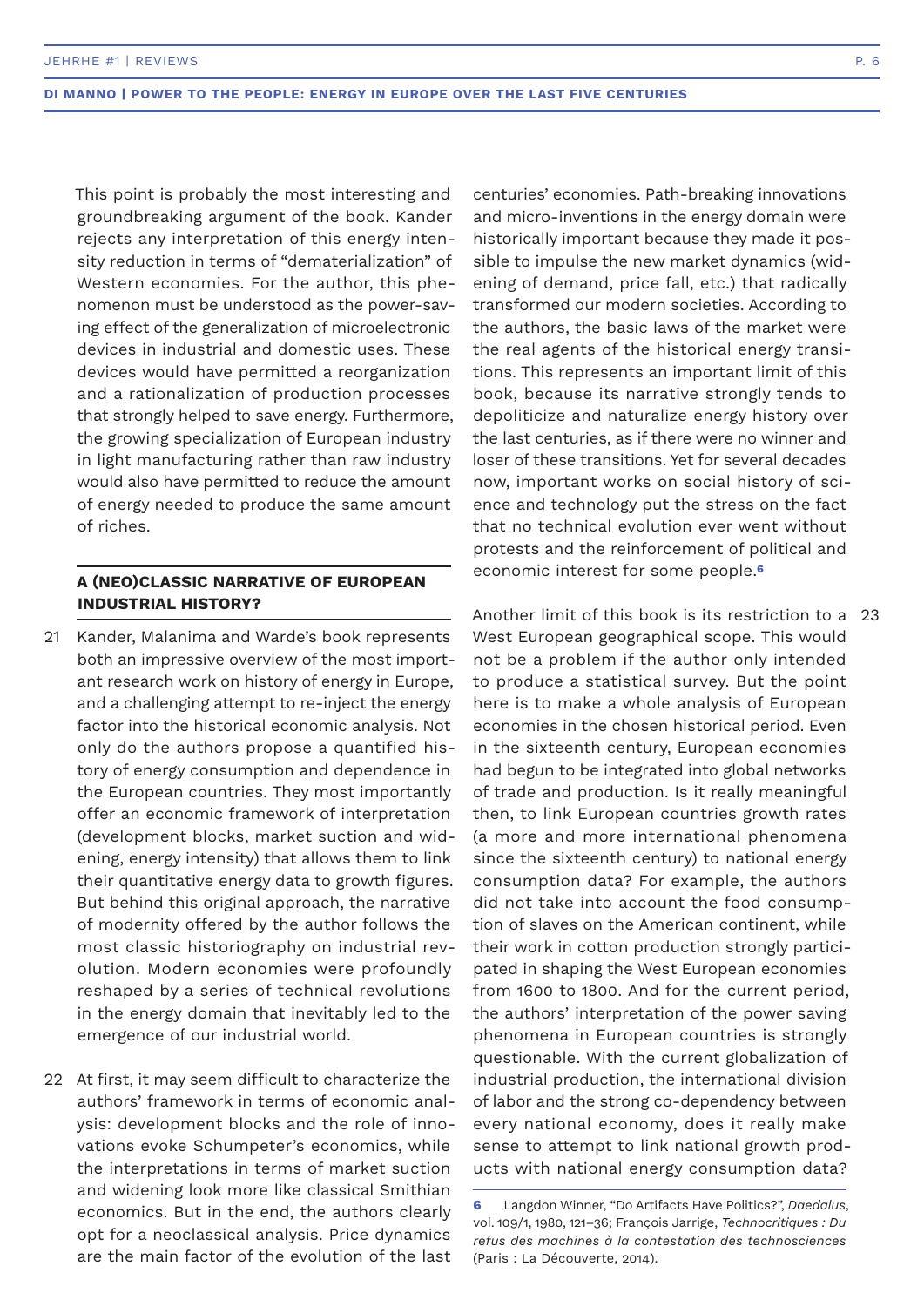This point is probably the most interesting and groundbreaking argument of the book. Kander rejects any interpretation of this energy intensity reduction in terms of "dematerialization" of Western economies. For the author, this phenomenon must be understood as the power-saving effect of the generalization of microelectronic devices in industrial and domestic uses. These devices would have permitted a reorganization and a rationalization of production processes that strongly helped to save energy. Furthermore, the growing specialization of European industry in light manufacturing rather than raw industry would also have permitted to reduce the amount of energy needed to produce the same amount of riches.

## A (NEO)CLASSIC NARRATIVE OF EUROPEAN INDUSTRIAL HISTORY?

21 Kander, Malanima and Warde's book represents both an impressive overview of the most important research work on history of energy in Europe, and a challenging attempt to re-inject the energy factor into the historical economic analysis. Not only do the authors propose a quantified history of energy consumption and dependence in the European countries. They most importantly offer an economic framework of interpretation (development blocks, market suction and widening, energy intensity) that allows them to link their quantitative energy data to growth figures. But behind this original approach, the narrative of modernity offered by the author follows the most classic historiography on industrial revolution. Modern economies were profoundly reshaped by a series of technical revolutions in the energy domain that inevitably led to the emergence of our industrial world.

22 At first, it may seem difficult to characterize the authors' framework in terms of economic analysis: development blocks and the role of innovations evoke Schumpeter's economics, while the interpretations in terms of market suction and widening look more like classical Smithian economics. But in the end, the authors clearly opt for a neoclassical analysis. Price dynamics are the main factor of the evolution of the last centuries' economies. Path-breaking innovations and micro-inventions in the energy domain were historically important because they made it possible to impulse the new market dynamics (widening of demand, price fall, etc.) that radically transformed our modern societies. According to the authors, the basic laws of the market were the real agents of the historical energy transitions. This represents an important limit of this book, because its narrative strongly tends to depoliticize and naturalize energy history over the last centuries, as if there were no winner and loser of these transitions. Yet for several decades now, important works on social history of science and technology put the stress on the fact that no technical evolution ever went without protests and the reinforcement of political and economic interest for some people.[6]

23 Another limit of this book is its restriction to a West European geographical scope. This would not be a problem if the author only intended to produce a statistical survey. But the point here is to make a whole analysis of European economies in the chosen historical period. Even in the sixteenth century, European economies had begun to be integrated into global networks of trade and production. Is it really meaningful then, to link European countries growth rates (a more and more international phenomena since the sixteenth century) to national energy consumption data? For example, the authors did not take into account the food consumption of slaves on the American continent, while their work in cotton production strongly participated in shaping the West European economies from 1600 to 1800. And for the current period, the authors' interpretation of the power saving phenomena in European countries is strongly questionable. With the current globalization of industrial production, the international division of labor and the strong co-dependency between every national economy, does it really make sense to attempt to link national growth products with national energy consumption data?

---

[6] Langdon Winner, "Do Artifacts Have Politics?", *Daedalus*, vol. 109/1, 1980, 121–36; François Jarrige, *Technocritiques : Du refus des machines à la contestation des technosciences* (Paris : La Découverte, 2014).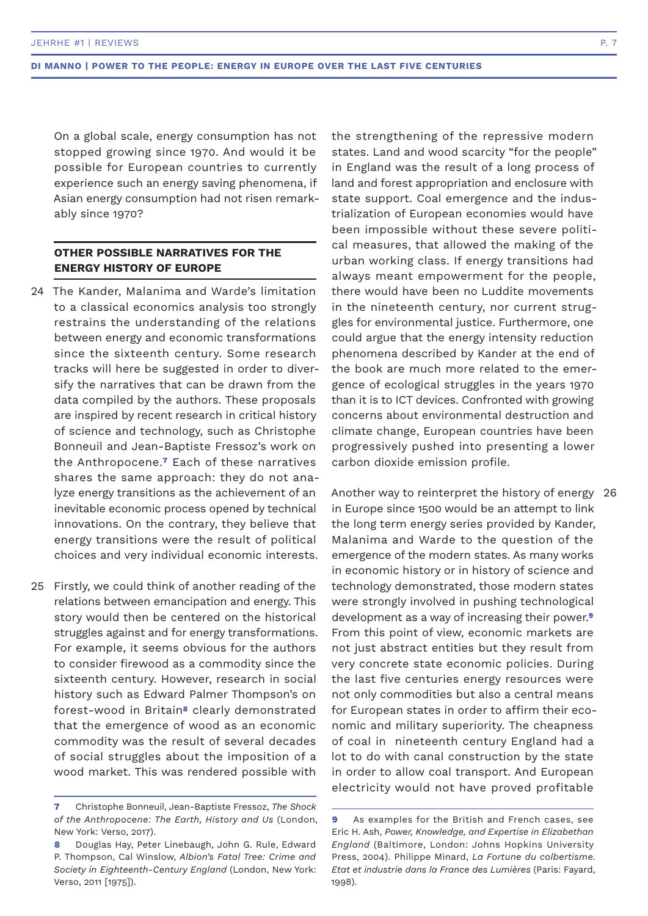On a global scale, energy consumption has not stopped growing since 1970. And would it be possible for European countries to currently experience such an energy saving phenomena, if Asian energy consumption had not risen remarkably since 1970?

### OTHER POSSIBLE NARRATIVES FOR THE ENERGY HISTORY OF EUROPE

24 The Kander, Malanima and Warde's limitation to a classical economics analysis too strongly restrains the understanding of the relations between energy and economic transformations since the sixteenth century. Some research tracks will here be suggested in order to diversify the narratives that can be drawn from the data compiled by the authors. These proposals are inspired by recent research in critical history of science and technology, such as Christophe Bonneuil and Jean-Baptiste Fressoz's work on the Anthropocene.[7] Each of these narratives shares the same approach: they do not analyze energy transitions as the achievement of an inevitable economic process opened by technical innovations. On the contrary, they believe that energy transitions were the result of political choices and very individual economic interests.

25 Firstly, we could think of another reading of the relations between emancipation and energy. This story would then be centered on the historical struggles against and for energy transformations. For example, it seems obvious for the authors to consider firewood as a commodity since the sixteenth century. However, research in social history such as Edward Palmer Thompson's on forest-wood in Britain[8] clearly demonstrated that the emergence of wood as an economic commodity was the result of several decades of social struggles about the imposition of a wood market. This was rendered possible with the strengthening of the repressive modern states. Land and wood scarcity "for the people" in England was the result of a long process of land and forest appropriation and enclosure with state support. Coal emergence and the industrialization of European economies would have been impossible without these severe political measures, that allowed the making of the urban working class. If energy transitions had always meant empowerment for the people, there would have been no Luddite movements in the nineteenth century, nor current struggles for environmental justice. Furthermore, one could argue that the energy intensity reduction phenomena described by Kander at the end of the book are much more related to the emergence of ecological struggles in the years 1970 than it is to ICT devices. Confronted with growing concerns about environmental destruction and climate change, European countries have been progressively pushed into presenting a lower carbon dioxide emission profile.

26 Another way to reinterpret the history of energy in Europe since 1500 would be an attempt to link the long term energy series provided by Kander, Malanima and Warde to the question of the emergence of the modern states. As many works in economic history or in history of science and technology demonstrated, those modern states were strongly involved in pushing technological development as a way of increasing their power.[9] From this point of view, economic markets are not just abstract entities but they result from very concrete state economic policies. During the last five centuries energy resources were not only commodities but also a central means for European states in order to affirm their economic and military superiority. The cheapness of coal in nineteenth century England had a lot to do with canal construction by the state in order to allow coal transport. And European electricity would not have proved profitable

---

7 Christophe Bonneuil, Jean-Baptiste Fressoz, *The Shock of the Anthropocene: The Earth, History and Us* (London, New York: Verso, 2017).

8 Douglas Hay, Peter Linebaugh, John G. Rule, Edward P. Thompson, Cal Winslow, *Albion's Fatal Tree: Crime and Society in Eighteenth-Century England* (London, New York: Verso, 2011 [1975]).

9 As examples for the British and French cases, see Eric H. Ash, *Power, Knowledge, and Expertise in Elizabethan England* (Baltimore, London: Johns Hopkins University Press, 2004). Philippe Minard, *La Fortune du colbertisme. Etat et industrie dans la France des Lumières* (Paris: Fayard, 1998).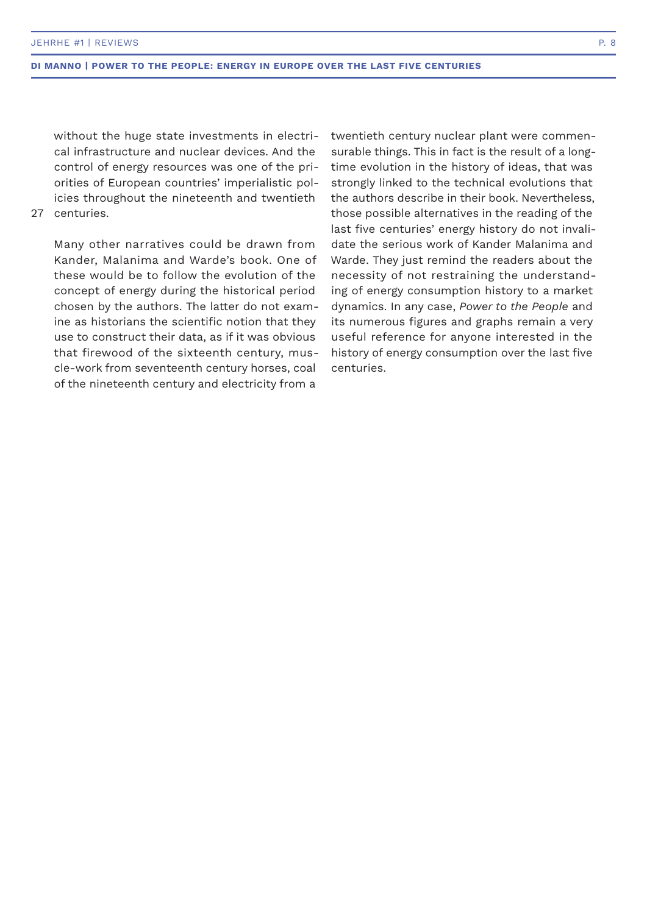without the huge state investments in electrical infrastructure and nuclear devices. And the control of energy resources was one of the priorities of European countries' imperialistic policies throughout the nineteenth and twentieth centuries.

27 Many other narratives could be drawn from Kander, Malanima and Warde's book. One of these would be to follow the evolution of the concept of energy during the historical period chosen by the authors. The latter do not examine as historians the scientific notion that they use to construct their data, as if it was obvious that firewood of the sixteenth century, muscle-work from seventeenth century horses, coal of the nineteenth century and electricity from a twentieth century nuclear plant were commensurable things. This in fact is the result of a long-time evolution in the history of ideas, that was strongly linked to the technical evolutions that the authors describe in their book. Nevertheless, those possible alternatives in the reading of the last five centuries' energy history do not invalidate the serious work of Kander Malanima and Warde. They just remind the readers about the necessity of not restraining the understanding of energy consumption history to a market dynamics. In any case, *Power to the People* and its numerous figures and graphs remain a very useful reference for anyone interested in the history of energy consumption over the last five centuries.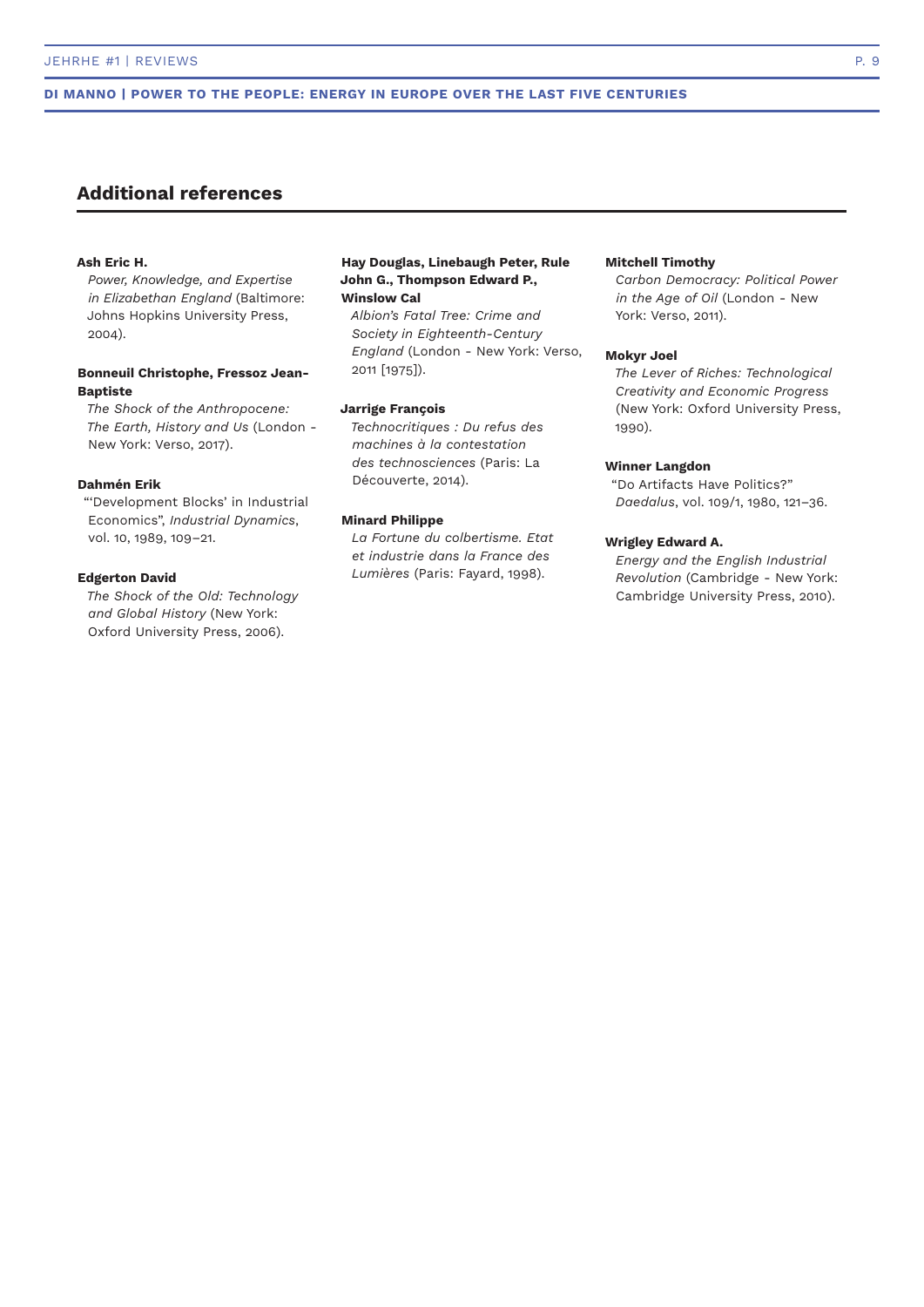## Additional references

**Ash Eric H.**
*Power, Knowledge, and Expertise in Elizabethan England* (Baltimore: Johns Hopkins University Press, 2004).

**Bonneuil Christophe, Fressoz Jean-Baptiste**
*The Shock of the Anthropocene: The Earth, History and Us* (London - New York: Verso, 2017).

**Dahmén Erik**
"'Development Blocks' in Industrial Economics", *Industrial Dynamics*, vol. 10, 1989, 109–21.

**Edgerton David**
*The Shock of the Old: Technology and Global History* (New York: Oxford University Press, 2006).

**Hay Douglas, Linebaugh Peter, Rule John G., Thompson Edward P., Winslow Cal**
*Albion's Fatal Tree: Crime and Society in Eighteenth-Century England* (London - New York: Verso, 2011 [1975]).

**Jarrige François**
*Technocritiques : Du refus des machines à la contestation des technosciences* (Paris: La Découverte, 2014).

**Minard Philippe**
*La Fortune du colbertisme. Etat et industrie dans la France des Lumières* (Paris: Fayard, 1998).

**Mitchell Timothy**
*Carbon Democracy: Political Power in the Age of Oil* (London - New York: Verso, 2011).

**Mokyr Joel**
*The Lever of Riches: Technological Creativity and Economic Progress* (New York: Oxford University Press, 1990).

**Winner Langdon**
"Do Artifacts Have Politics?" *Daedalus*, vol. 109/1, 1980, 121–36.

**Wrigley Edward A.**
*Energy and the English Industrial Revolution* (Cambridge - New York: Cambridge University Press, 2010).